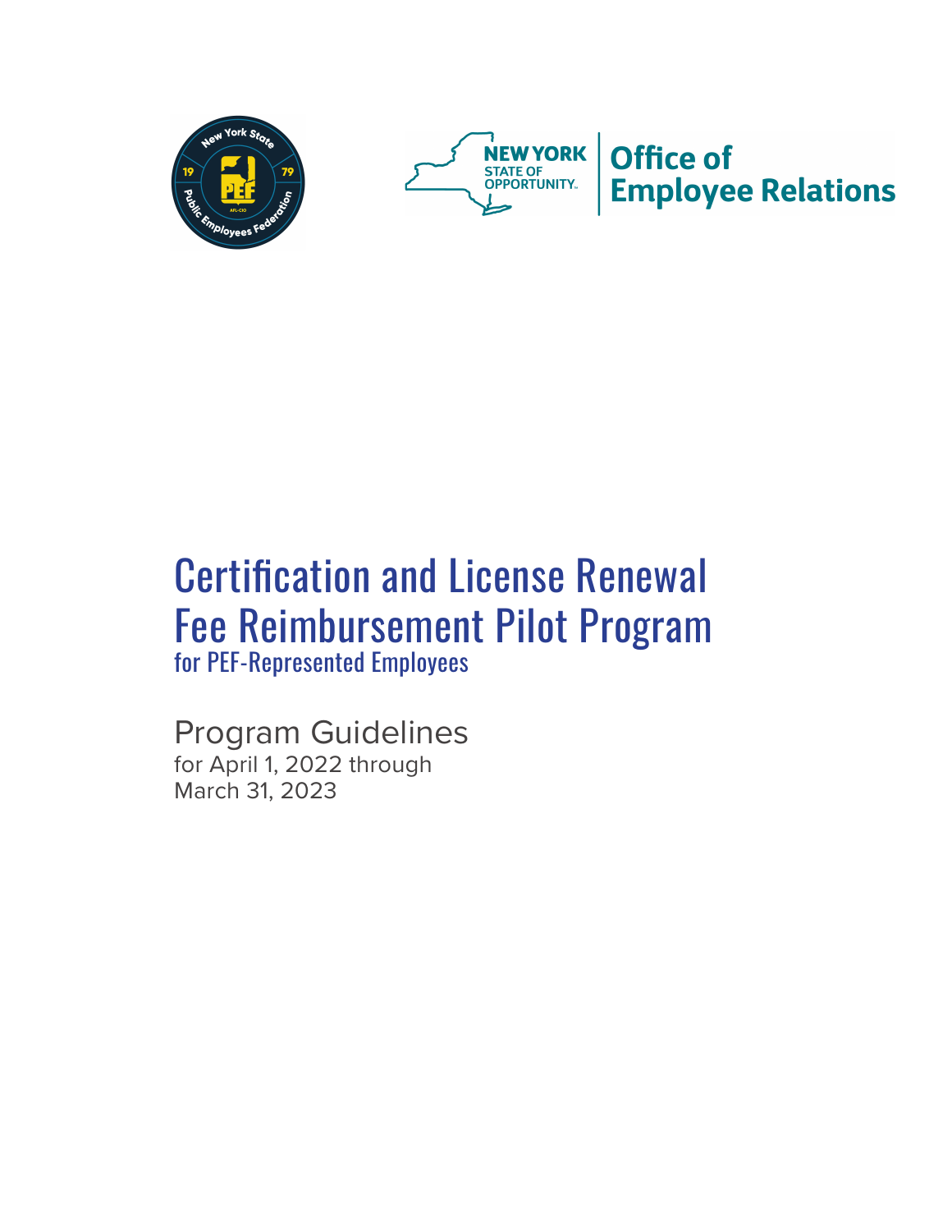# Certification and License Renewal Fee Reimbursement Pilot Program

## for PEF-Represented Employees

## Program Guidelines

for April 1, 2022 through March 31, 2023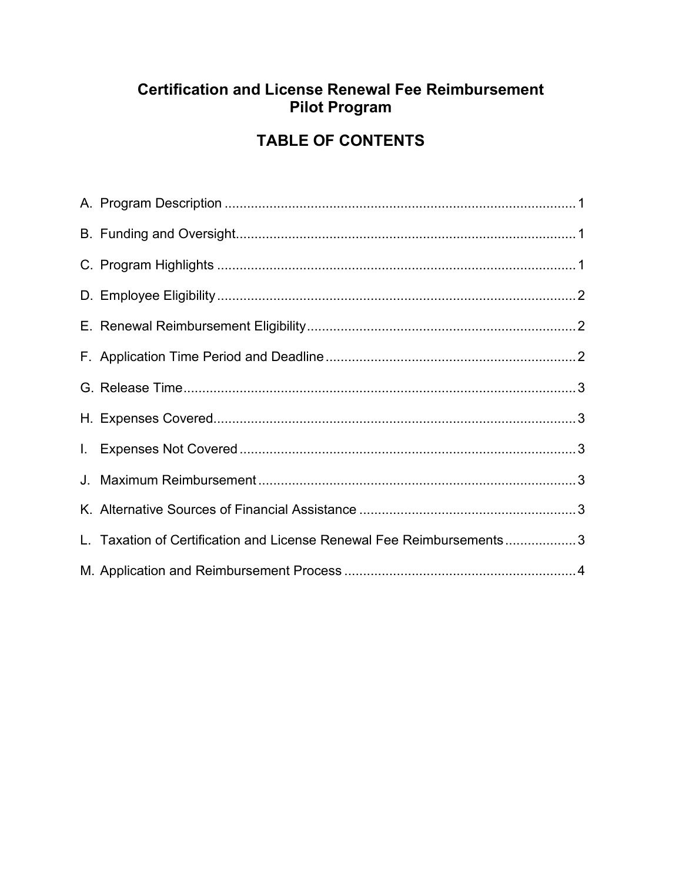# Certification and License Renewal Fee Reimbursement Pilot Program

## TABLE OF CONTENTS

A. Program Description ............................................................................................ 1

B. Funding and Oversight.......................................................................................... 1

C. Program Highlights ............................................................................................... 1

D. Employee Eligibility ............................................................................................... 2

E. Renewal Reimbursement Eligibility ....................................................................... 2

F. Application Time Period and Deadline .................................................................. 2

G. Release Time ........................................................................................................ 3

H. Expenses Covered ................................................................................................ 3

I. Expenses Not Covered .......................................................................................... 3

J. Maximum Reimbursement ..................................................................................... 3

K. Alternative Sources of Financial Assistance ......................................................... 3

L. Taxation of Certification and License Renewal Fee Reimbursements .................. 3

M. Application and Reimbursement Process ............................................................. 4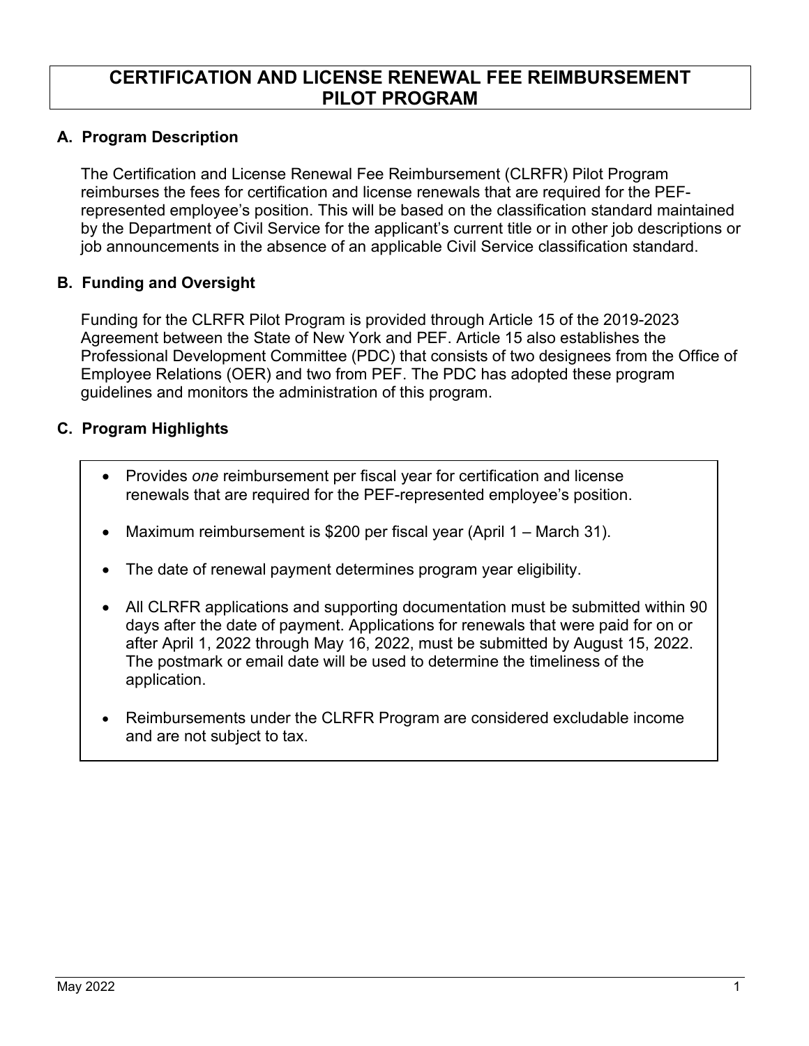# CERTIFICATION AND LICENSE RENEWAL FEE REIMBURSEMENT PILOT PROGRAM

## A. Program Description

The Certification and License Renewal Fee Reimbursement (CLRFR) Pilot Program reimburses the fees for certification and license renewals that are required for the PEF-represented employee's position. This will be based on the classification standard maintained by the Department of Civil Service for the applicant's current title or in other job descriptions or job announcements in the absence of an applicable Civil Service classification standard.

## B. Funding and Oversight

Funding for the CLRFR Pilot Program is provided through Article 15 of the 2019-2023 Agreement between the State of New York and PEF. Article 15 also establishes the Professional Development Committee (PDC) that consists of two designees from the Office of Employee Relations (OER) and two from PEF. The PDC has adopted these program guidelines and monitors the administration of this program.

## C. Program Highlights

- Provides *one* reimbursement per fiscal year for certification and license renewals that are required for the PEF-represented employee's position.
- Maximum reimbursement is $200 per fiscal year (April 1 – March 31).
- The date of renewal payment determines program year eligibility.
- All CLRFR applications and supporting documentation must be submitted within 90 days after the date of payment. Applications for renewals that were paid for on or after April 1, 2022 through May 16, 2022, must be submitted by August 15, 2022. The postmark or email date will be used to determine the timeliness of the application.
- Reimbursements under the CLRFR Program are considered excludable income and are not subject to tax.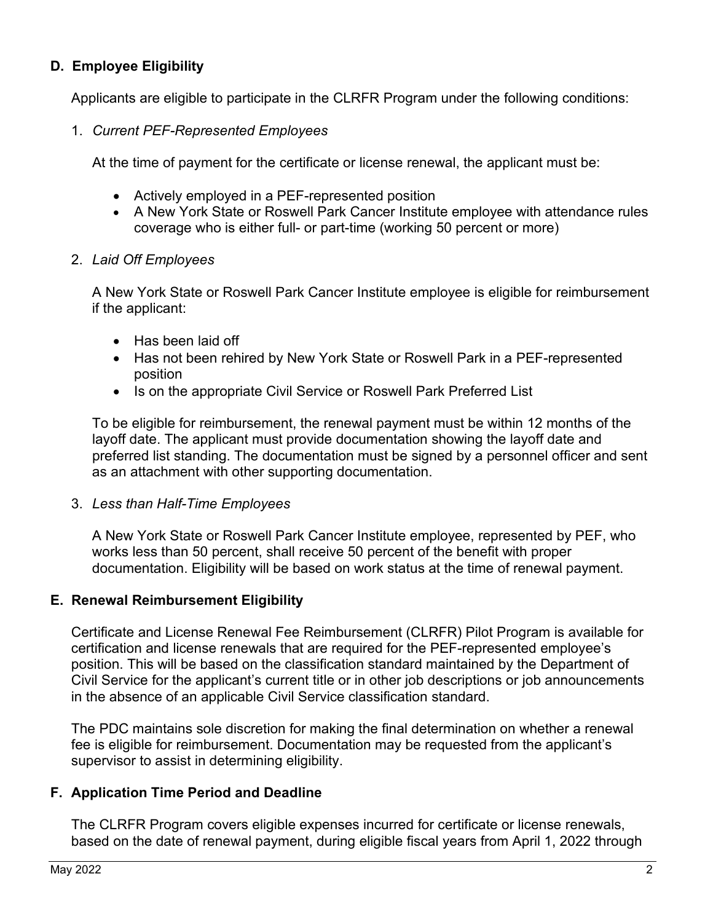## D. Employee Eligibility

Applicants are eligible to participate in the CLRFR Program under the following conditions:

1. *Current PEF-Represented Employees*

   At the time of payment for the certificate or license renewal, the applicant must be:

   - Actively employed in a PEF-represented position
   - A New York State or Roswell Park Cancer Institute employee with attendance rules coverage who is either full- or part-time (working 50 percent or more)

2. *Laid Off Employees*

   A New York State or Roswell Park Cancer Institute employee is eligible for reimbursement if the applicant:

   - Has been laid off
   - Has not been rehired by New York State or Roswell Park in a PEF-represented position
   - Is on the appropriate Civil Service or Roswell Park Preferred List

   To be eligible for reimbursement, the renewal payment must be within 12 months of the layoff date. The applicant must provide documentation showing the layoff date and preferred list standing. The documentation must be signed by a personnel officer and sent as an attachment with other supporting documentation.

3. *Less than Half-Time Employees*

   A New York State or Roswell Park Cancer Institute employee, represented by PEF, who works less than 50 percent, shall receive 50 percent of the benefit with proper documentation. Eligibility will be based on work status at the time of renewal payment.

## E. Renewal Reimbursement Eligibility

Certificate and License Renewal Fee Reimbursement (CLRFR) Pilot Program is available for certification and license renewals that are required for the PEF-represented employee's position. This will be based on the classification standard maintained by the Department of Civil Service for the applicant's current title or in other job descriptions or job announcements in the absence of an applicable Civil Service classification standard.

The PDC maintains sole discretion for making the final determination on whether a renewal fee is eligible for reimbursement. Documentation may be requested from the applicant's supervisor to assist in determining eligibility.

## F. Application Time Period and Deadline

The CLRFR Program covers eligible expenses incurred for certificate or license renewals, based on the date of renewal payment, during eligible fiscal years from April 1, 2022 through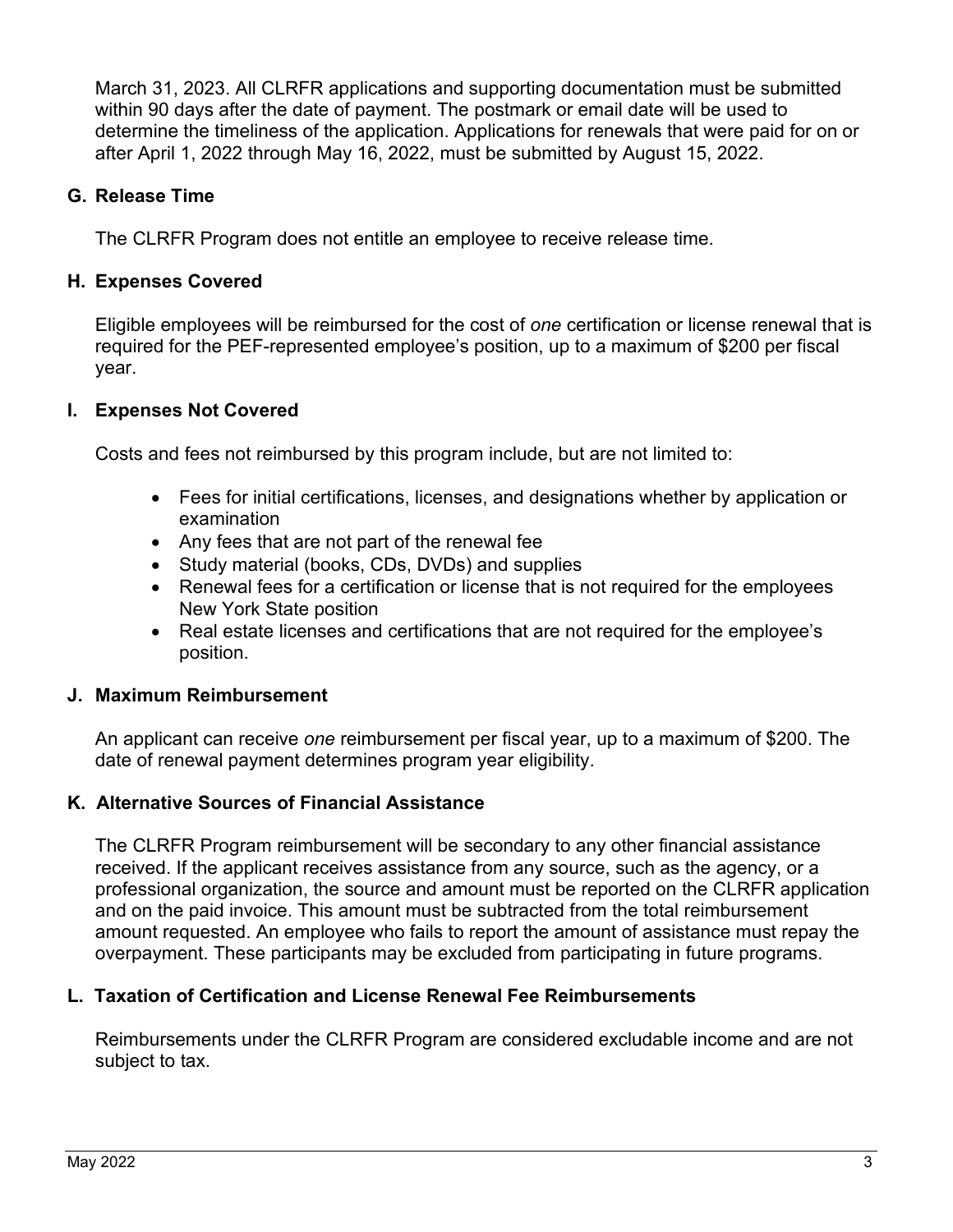March 31, 2023. All CLRFR applications and supporting documentation must be submitted within 90 days after the date of payment. The postmark or email date will be used to determine the timeliness of the application. Applications for renewals that were paid for on or after April 1, 2022 through May 16, 2022, must be submitted by August 15, 2022.

### G. Release Time

The CLRFR Program does not entitle an employee to receive release time.

### H. Expenses Covered

Eligible employees will be reimbursed for the cost of *one* certification or license renewal that is required for the PEF-represented employee's position, up to a maximum of $200 per fiscal year.

### I. Expenses Not Covered

Costs and fees not reimbursed by this program include, but are not limited to:

- Fees for initial certifications, licenses, and designations whether by application or examination
- Any fees that are not part of the renewal fee
- Study material (books, CDs, DVDs) and supplies
- Renewal fees for a certification or license that is not required for the employees New York State position
- Real estate licenses and certifications that are not required for the employee's position.

### J. Maximum Reimbursement

An applicant can receive *one* reimbursement per fiscal year, up to a maximum of $200. The date of renewal payment determines program year eligibility.

### K. Alternative Sources of Financial Assistance

The CLRFR Program reimbursement will be secondary to any other financial assistance received. If the applicant receives assistance from any source, such as the agency, or a professional organization, the source and amount must be reported on the CLRFR application and on the paid invoice. This amount must be subtracted from the total reimbursement amount requested. An employee who fails to report the amount of assistance must repay the overpayment. These participants may be excluded from participating in future programs.

### L. Taxation of Certification and License Renewal Fee Reimbursements

Reimbursements under the CLRFR Program are considered excludable income and are not subject to tax.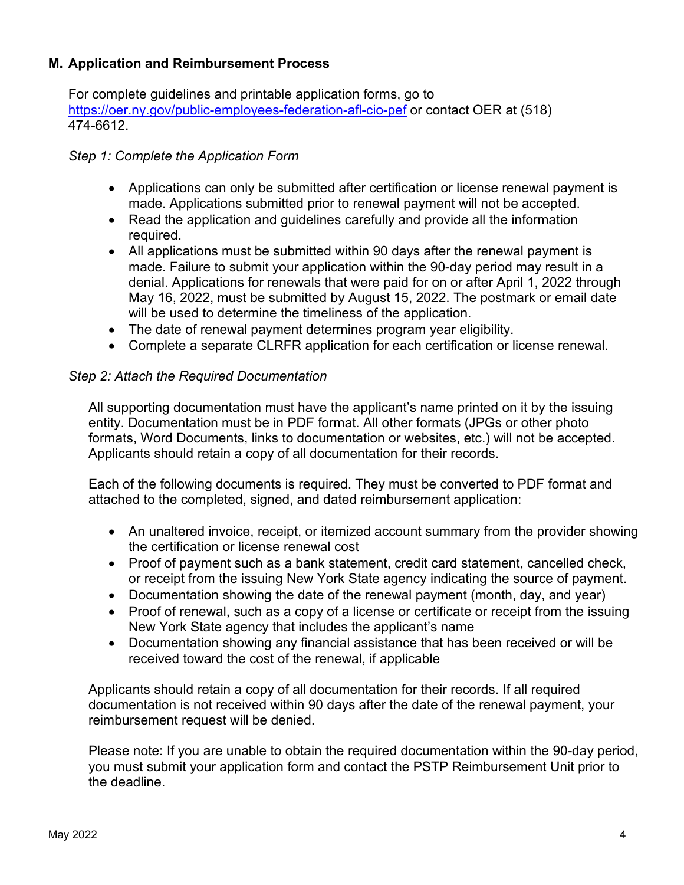## M. Application and Reimbursement Process

For complete guidelines and printable application forms, go to [https://oer.ny.gov/public-employees-federation-afl-cio-pef](https://oer.ny.gov/public-employees-federation-afl-cio-pef) or contact OER at (518) 474-6612.

*Step 1: Complete the Application Form*

- Applications can only be submitted after certification or license renewal payment is made. Applications submitted prior to renewal payment will not be accepted.
- Read the application and guidelines carefully and provide all the information required.
- All applications must be submitted within 90 days after the renewal payment is made. Failure to submit your application within the 90-day period may result in a denial. Applications for renewals that were paid for on or after April 1, 2022 through May 16, 2022, must be submitted by August 15, 2022. The postmark or email date will be used to determine the timeliness of the application.
- The date of renewal payment determines program year eligibility.
- Complete a separate CLRFR application for each certification or license renewal.

*Step 2: Attach the Required Documentation*

All supporting documentation must have the applicant's name printed on it by the issuing entity. Documentation must be in PDF format. All other formats (JPGs or other photo formats, Word Documents, links to documentation or websites, etc.) will not be accepted. Applicants should retain a copy of all documentation for their records.

Each of the following documents is required. They must be converted to PDF format and attached to the completed, signed, and dated reimbursement application:

- An unaltered invoice, receipt, or itemized account summary from the provider showing the certification or license renewal cost
- Proof of payment such as a bank statement, credit card statement, cancelled check, or receipt from the issuing New York State agency indicating the source of payment.
- Documentation showing the date of the renewal payment (month, day, and year)
- Proof of renewal, such as a copy of a license or certificate or receipt from the issuing New York State agency that includes the applicant's name
- Documentation showing any financial assistance that has been received or will be received toward the cost of the renewal, if applicable

Applicants should retain a copy of all documentation for their records. If all required documentation is not received within 90 days after the date of the renewal payment, your reimbursement request will be denied.

Please note: If you are unable to obtain the required documentation within the 90-day period, you must submit your application form and contact the PSTP Reimbursement Unit prior to the deadline.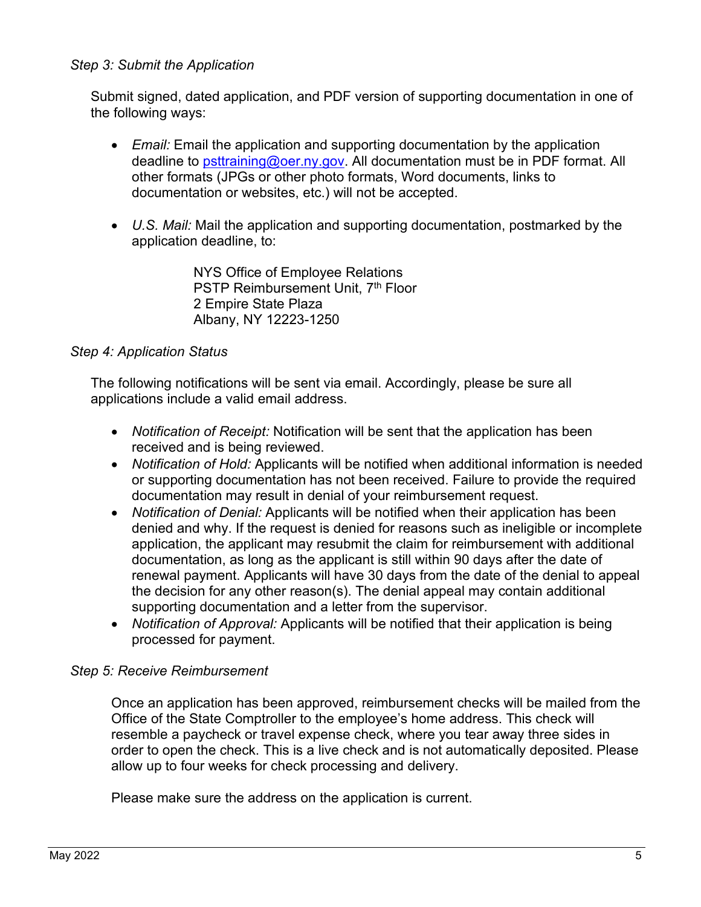*Step 3: Submit the Application*

Submit signed, dated application, and PDF version of supporting documentation in one of the following ways:

- *Email:* Email the application and supporting documentation by the application deadline to psttraining@oer.ny.gov. All documentation must be in PDF format. All other formats (JPGs or other photo formats, Word documents, links to documentation or websites, etc.) will not be accepted.

- *U.S. Mail:* Mail the application and supporting documentation, postmarked by the application deadline, to:

  NYS Office of Employee Relations
  PSTP Reimbursement Unit, 7th Floor
  2 Empire State Plaza
  Albany, NY 12223-1250

*Step 4: Application Status*

The following notifications will be sent via email. Accordingly, please be sure all applications include a valid email address.

- *Notification of Receipt:* Notification will be sent that the application has been received and is being reviewed.
- *Notification of Hold:* Applicants will be notified when additional information is needed or supporting documentation has not been received. Failure to provide the required documentation may result in denial of your reimbursement request.
- *Notification of Denial:* Applicants will be notified when their application has been denied and why. If the request is denied for reasons such as ineligible or incomplete application, the applicant may resubmit the claim for reimbursement with additional documentation, as long as the applicant is still within 90 days after the date of renewal payment. Applicants will have 30 days from the date of the denial to appeal the decision for any other reason(s). The denial appeal may contain additional supporting documentation and a letter from the supervisor.
- *Notification of Approval:* Applicants will be notified that their application is being processed for payment.

*Step 5: Receive Reimbursement*

Once an application has been approved, reimbursement checks will be mailed from the Office of the State Comptroller to the employee's home address. This check will resemble a paycheck or travel expense check, where you tear away three sides in order to open the check. This is a live check and is not automatically deposited. Please allow up to four weeks for check processing and delivery.

Please make sure the address on the application is current.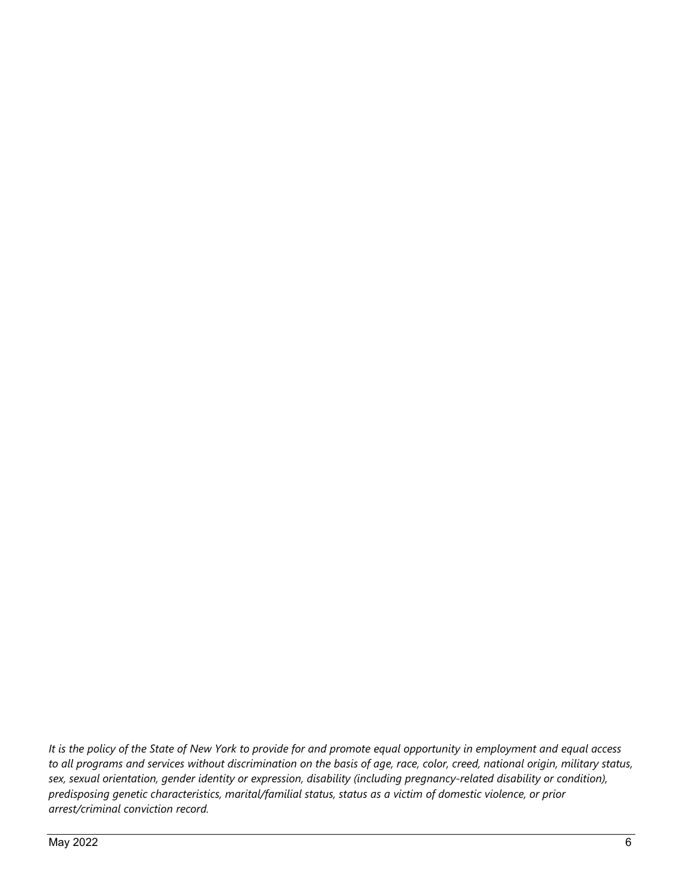*It is the policy of the State of New York to provide for and promote equal opportunity in employment and equal access to all programs and services without discrimination on the basis of age, race, color, creed, national origin, military status, sex, sexual orientation, gender identity or expression, disability (including pregnancy-related disability or condition), predisposing genetic characteristics, marital/familial status, status as a victim of domestic violence, or prior arrest/criminal conviction record.*